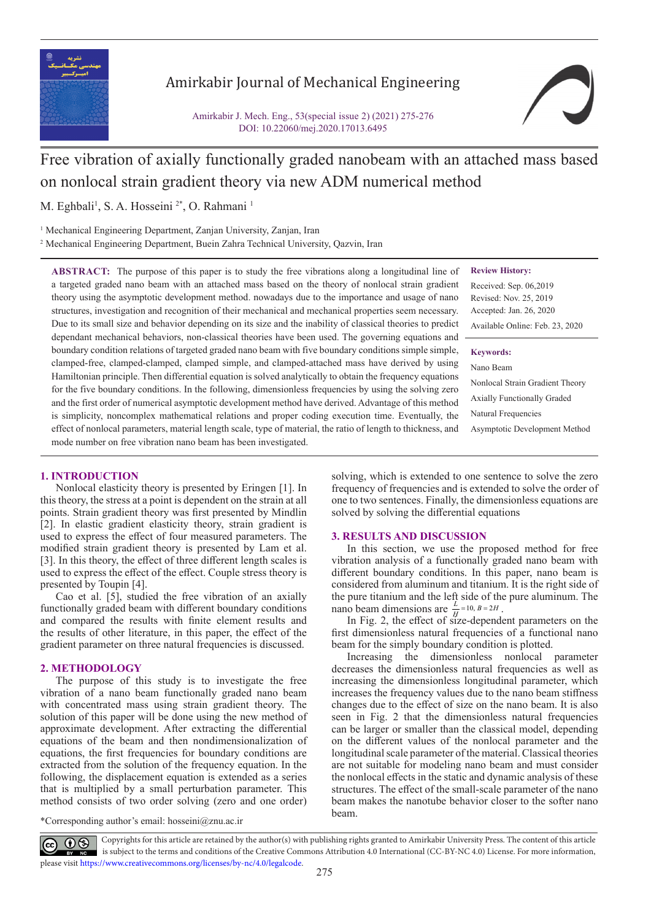# Free vibration of axially functionally graded nanobeam with an attached mass based on nonlocal strain gradient theory via new ADM numerical method

M. Eghbali[1], S. A. Hosseini [2*], O. Rahmani [1]

[1] Mechanical Engineering Department, Zanjan University, Zanjan, Iran

[2] Mechanical Engineering Department, Buein Zahra Technical University, Qazvin, Iran

**ABSTRACT:** The purpose of this paper is to study the free vibrations along a longitudinal line of a targeted graded nano beam with an attached mass based on the theory of nonlocal strain gradient theory using the asymptotic development method. nowadays due to the importance and usage of nano structures, investigation and recognition of their mechanical and mechanical properties seem necessary. Due to its small size and behavior depending on its size and the inability of classical theories to predict dependant mechanical behaviors, non-classical theories have been used. The governing equations and boundary condition relations of targeted graded nano beam with five boundary conditions simple simple, clamped-free, clamped-clamped, clamped simple, and clamped-attached mass have derived by using Hamiltonian principle. Then differential equation is solved analytically to obtain the frequency equations for the five boundary conditions. In the following, dimensionless frequencies by using the solving zero and the first order of numerical asymptotic development method have derived. Advantage of this method is simplicity, noncomplex mathematical relations and proper coding execution time. Eventually, the effect of nonlocal parameters, material length scale, type of material, the ratio of length to thickness, and mode number on free vibration nano beam has been investigated.

**Review History:**

Received: Sep. 06,2019

Revised: Nov. 25, 2019

Accepted: Jan. 26, 2020

Available Online: Feb. 23, 2020

**Keywords:**

Nano Beam

Nonlocal Strain Gradient Theory

Axially Functionally Graded

Natural Frequencies

Asymptotic Development Method

## 1. INTRODUCTION

Nonlocal elasticity theory is presented by Eringen [1]. In this theory, the stress at a point is dependent on the strain at all points. Strain gradient theory was first presented by Mindlin [2]. In elastic gradient elasticity theory, strain gradient is used to express the effect of four measured parameters. The modified strain gradient theory is presented by Lam et al. [3]. In this theory, the effect of three different length scales is used to express the effect of the effect. Couple stress theory is presented by Toupin [4].

Cao et al. [5], studied the free vibration of an axially functionally graded beam with different boundary conditions and compared the results with finite element results and the results of other literature, in this paper, the effect of the gradient parameter on three natural frequencies is discussed.

## 2. METHODOLOGY

The purpose of this study is to investigate the free vibration of a nano beam functionally graded nano beam with concentrated mass using strain gradient theory. The solution of this paper will be done using the new method of approximate development. After extracting the differential equations of the beam and then nondimensionalization of equations, the first frequencies for boundary conditions are extracted from the solution of the frequency equation. In the following, the displacement equation is extended as a series that is multiplied by a small perturbation parameter. This method consists of two order solving (zero and one order) solving, which is extended to one sentence to solve the zero frequency of frequencies and is extended to solve the order of one to two sentences. Finally, the dimensionless equations are solved by solving the differential equations

## 3. RESULTS AND DISCUSSION

In this section, we use the proposed method for free vibration analysis of a functionally graded nano beam with different boundary conditions. In this paper, nano beam is considered from aluminum and titanium. It is the right side of the pure titanium and the left side of the pure aluminum. The nano beam dimensions are $\frac{L}{H}=10,\ B=2H$.

In Fig. 2, the effect of size-dependent parameters on the first dimensionless natural frequencies of a functional nano beam for the simply boundary condition is plotted.

Increasing the dimensionless nonlocal parameter decreases the dimensionless natural frequencies as well as increasing the dimensionless longitudinal parameter, which increases the frequency values due to the nano beam stiffness changes due to the effect of size on the nano beam. It is also seen in Fig. 2 that the dimensionless natural frequencies can be larger or smaller than the classical model, depending on the different values of the nonlocal parameter and the longitudinal scale parameter of the material. Classical theories are not suitable for modeling nano beam and must consider the nonlocal effects in the static and dynamic analysis of these structures. The effect of the small-scale parameter of the nano beam makes the nanotube behavior closer to the softer nano beam.

*Corresponding author's email: hosseini@znu.ac.ir

Copyrights for this article are retained by the author(s) with publishing rights granted to Amirkabir University Press. The content of this article is subject to the terms and conditions of the Creative Commons Attribution 4.0 International (CC-BY-NC 4.0) License. For more information, please visit https://www.creativecommons.org/licenses/by-nc/4.0/legalcode.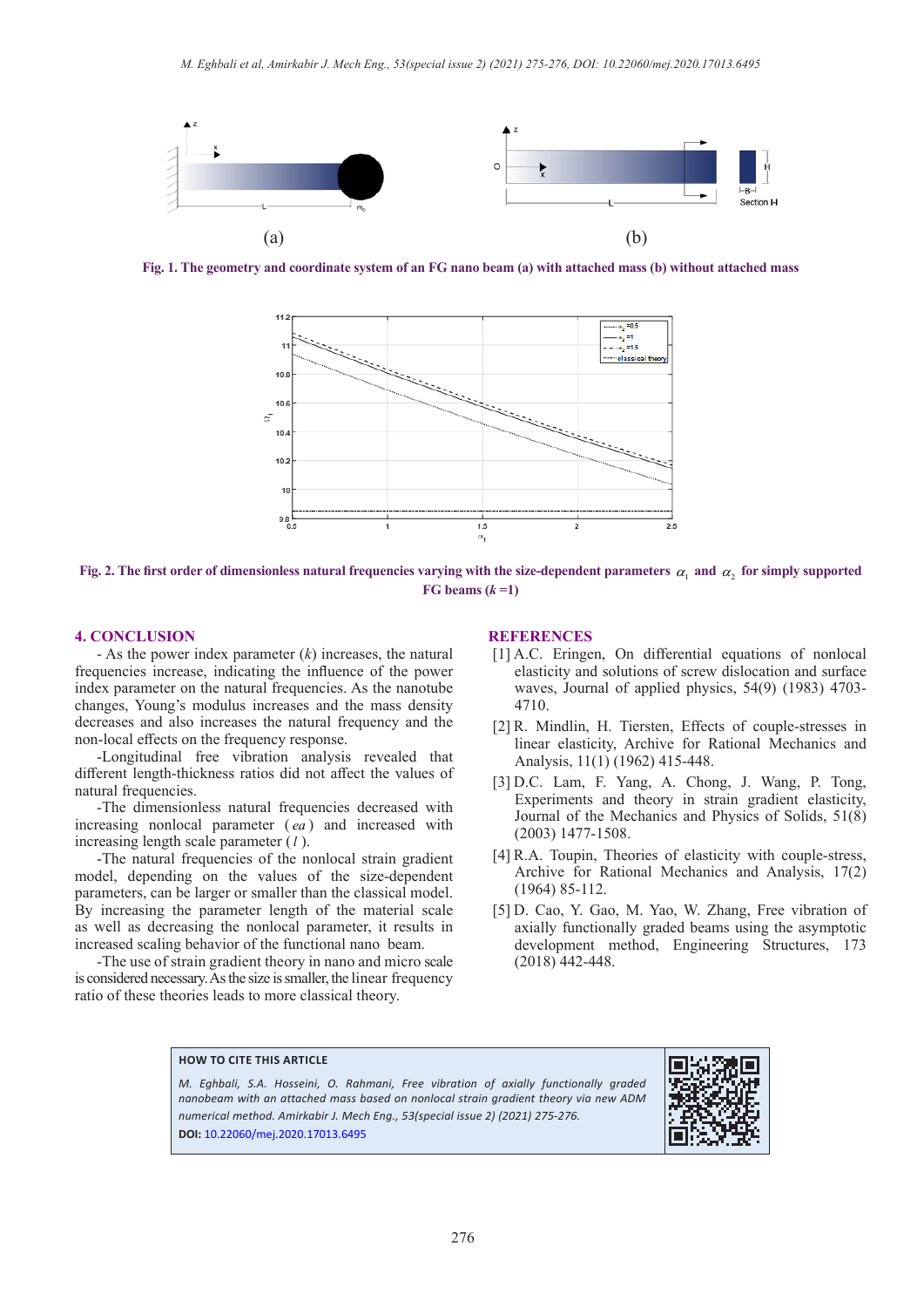(a)

(b)

**Fig. 1. The geometry and coordinate system of an FG nano beam (a) with attached mass (b) without attached mass**

$\Omega_1$

$\alpha_1$

11.2
11
10.8
10.6
10.4
10.2
10
9.8

0.5
1
1.5
2
2.5

$\alpha_2$ =0.5
$\alpha_2$ =1
$\alpha_2$ =1.5
classical theory

**Fig. 2. The first order of dimensionless natural frequencies varying with the size-dependent parameters $\alpha_1$ and $\alpha_2$ for simply supported FG beams ($k$ =1)**

## 4. CONCLUSION

- As the power index parameter ($k$) increases, the natural frequencies increase, indicating the influence of the power index parameter on the natural frequencies. As the nanotube changes, Young's modulus increases and the mass density decreases and also increases the natural frequency and the non-local effects on the frequency response.

-Longitudinal free vibration analysis revealed that different length-thickness ratios did not affect the values of natural frequencies.

-The dimensionless natural frequencies decreased with increasing nonlocal parameter ( $ea$ ) and increased with increasing length scale parameter ( $l$ ).

-The natural frequencies of the nonlocal strain gradient model, depending on the values of the size-dependent parameters, can be larger or smaller than the classical model. By increasing the parameter length of the material scale as well as decreasing the nonlocal parameter, it results in increased scaling behavior of the functional nano beam.

-The use of strain gradient theory in nano and micro scale is considered necessary. As the size is smaller, the linear frequency ratio of these theories leads to more classical theory.

## REFERENCES

[1] A.C. Eringen, On differential equations of nonlocal elasticity and solutions of screw dislocation and surface waves, Journal of applied physics, 54(9) (1983) 4703-4710.

[2] R. Mindlin, H. Tiersten, Effects of couple-stresses in linear elasticity, Archive for Rational Mechanics and Analysis, 11(1) (1962) 415-448.

[3] D.C. Lam, F. Yang, A. Chong, J. Wang, P. Tong, Experiments and theory in strain gradient elasticity, Journal of the Mechanics and Physics of Solids, 51(8) (2003) 1477-1508.

[4] R.A. Toupin, Theories of elasticity with couple-stress, Archive for Rational Mechanics and Analysis, 17(2) (1964) 85-112.

[5] D. Cao, Y. Gao, M. Yao, W. Zhang, Free vibration of axially functionally graded beams using the asymptotic development method, Engineering Structures, 173 (2018) 442-448.

**HOW TO CITE THIS ARTICLE**

*M. Eghbali, S.A. Hosseini, O. Rahmani, Free vibration of axially functionally graded nanobeam with an attached mass based on nonlocal strain gradient theory via new ADM numerical method. Amirkabir J. Mech Eng., 53(special issue 2) (2021) 275-276.*

**DOI:** 10.22060/mej.2020.17013.6495